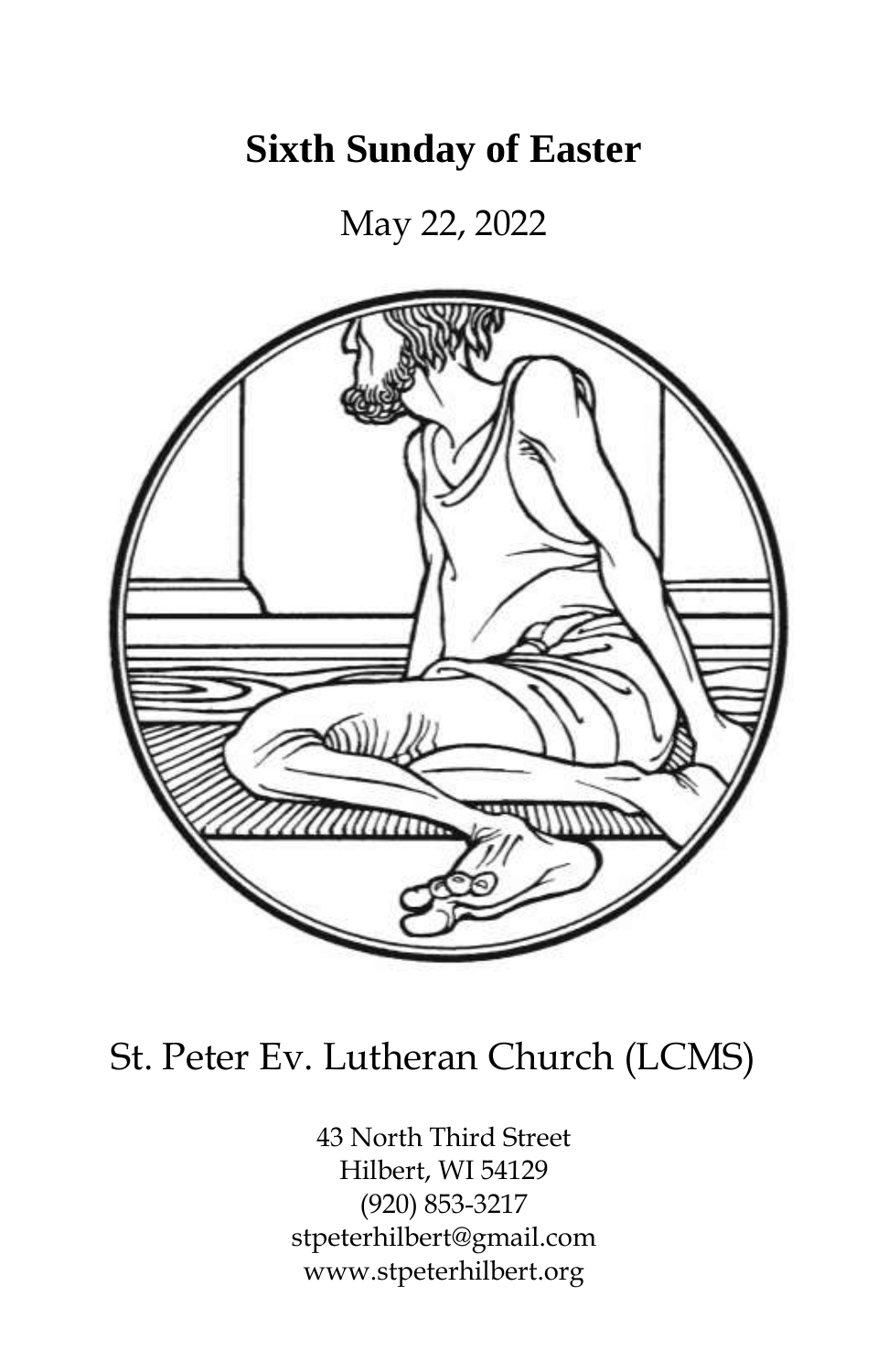# Sixth Sunday of Easter

May 22, 2022

St. Peter Ev. Lutheran Church (LCMS)

43 North Third Street
Hilbert, WI 54129
(920) 853-3217
stpeterhilbert@gmail.com
www.stpeterhilbert.org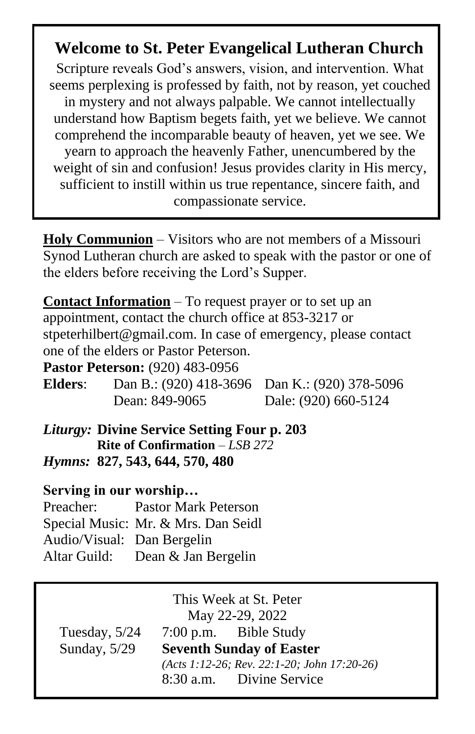## Welcome to St. Peter Evangelical Lutheran Church

Scripture reveals God's answers, vision, and intervention. What seems perplexing is professed by faith, not by reason, yet couched in mystery and not always palpable. We cannot intellectually understand how Baptism begets faith, yet we believe. We cannot comprehend the incomparable beauty of heaven, yet we see. We yearn to approach the heavenly Father, unencumbered by the weight of sin and confusion! Jesus provides clarity in His mercy, sufficient to instill within us true repentance, sincere faith, and compassionate service.

**Holy Communion** – Visitors who are not members of a Missouri Synod Lutheran church are asked to speak with the pastor or one of the elders before receiving the Lord's Supper.

**Contact Information** – To request prayer or to set up an appointment, contact the church office at 853-3217 or stpeterhilbert@gmail.com. In case of emergency, please contact one of the elders or Pastor Peterson.

**Pastor Peterson:** (920) 483-0956

**Elders**: Dan B.: (920) 418-3696 Dan K.: (920) 378-5096
Dean: 849-9065 Dale: (920) 660-5124

***Liturgy:*** **Divine Service Setting Four p. 203**
**Rite of Confirmation** – *LSB 272*

***Hymns:*** **827, 543, 644, 570, 480**

**Serving in our worship…**

Preacher: Pastor Mark Peterson
Special Music: Mr. & Mrs. Dan Seidl
Audio/Visual: Dan Bergelin
Altar Guild: Dean & Jan Bergelin

This Week at St. Peter
May 22-29, 2022

Tuesday, 5/24 7:00 p.m. Bible Study

Sunday, 5/29 **Seventh Sunday of Easter**
*(Acts 1:12-26; Rev. 22:1-20; John 17:20-26)*
8:30 a.m. Divine Service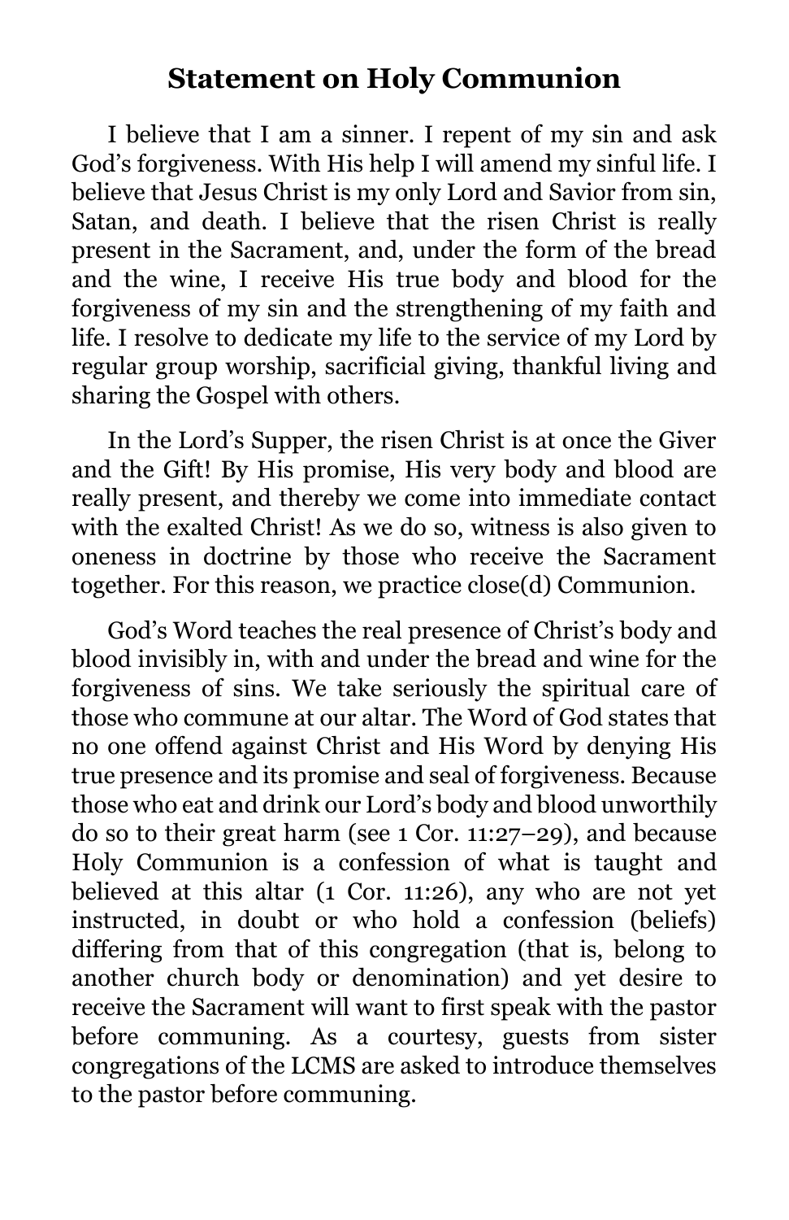## Statement on Holy Communion

I believe that I am a sinner. I repent of my sin and ask God's forgiveness. With His help I will amend my sinful life. I believe that Jesus Christ is my only Lord and Savior from sin, Satan, and death. I believe that the risen Christ is really present in the Sacrament, and, under the form of the bread and the wine, I receive His true body and blood for the forgiveness of my sin and the strengthening of my faith and life. I resolve to dedicate my life to the service of my Lord by regular group worship, sacrificial giving, thankful living and sharing the Gospel with others.

In the Lord's Supper, the risen Christ is at once the Giver and the Gift! By His promise, His very body and blood are really present, and thereby we come into immediate contact with the exalted Christ! As we do so, witness is also given to oneness in doctrine by those who receive the Sacrament together. For this reason, we practice close(d) Communion.

God's Word teaches the real presence of Christ's body and blood invisibly in, with and under the bread and wine for the forgiveness of sins. We take seriously the spiritual care of those who commune at our altar. The Word of God states that no one offend against Christ and His Word by denying His true presence and its promise and seal of forgiveness. Because those who eat and drink our Lord's body and blood unworthily do so to their great harm (see 1 Cor. 11:27–29), and because Holy Communion is a confession of what is taught and believed at this altar (1 Cor. 11:26), any who are not yet instructed, in doubt or who hold a confession (beliefs) differing from that of this congregation (that is, belong to another church body or denomination) and yet desire to receive the Sacrament will want to first speak with the pastor before communing. As a courtesy, guests from sister congregations of the LCMS are asked to introduce themselves to the pastor before communing.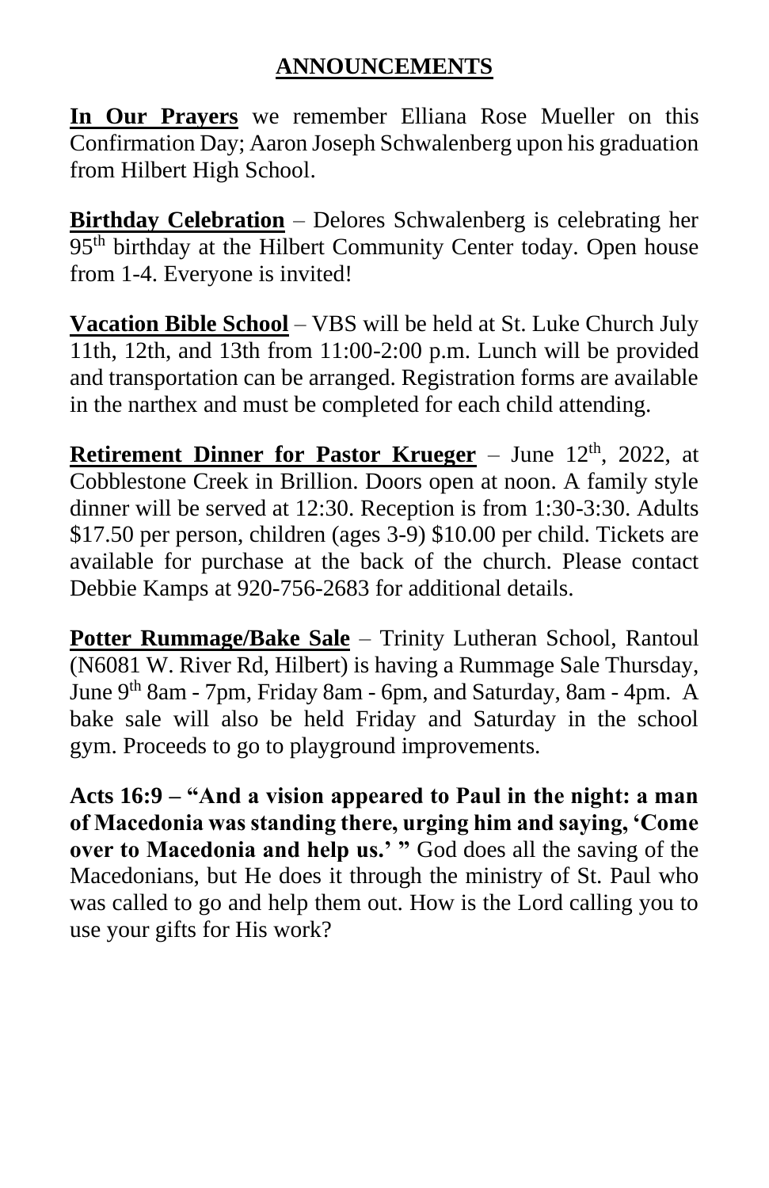## ANNOUNCEMENTS

**In Our Prayers** we remember Elliana Rose Mueller on this Confirmation Day; Aaron Joseph Schwalenberg upon his graduation from Hilbert High School.

**Birthday Celebration** – Delores Schwalenberg is celebrating her 95th birthday at the Hilbert Community Center today. Open house from 1-4. Everyone is invited!

**Vacation Bible School** – VBS will be held at St. Luke Church July 11th, 12th, and 13th from 11:00-2:00 p.m. Lunch will be provided and transportation can be arranged. Registration forms are available in the narthex and must be completed for each child attending.

**Retirement Dinner for Pastor Krueger** – June 12th, 2022, at Cobblestone Creek in Brillion. Doors open at noon. A family style dinner will be served at 12:30. Reception is from 1:30-3:30. Adults $17.50 per person, children (ages 3-9) $10.00 per child. Tickets are available for purchase at the back of the church. Please contact Debbie Kamps at 920-756-2683 for additional details.

**Potter Rummage/Bake Sale** – Trinity Lutheran School, Rantoul (N6081 W. River Rd, Hilbert) is having a Rummage Sale Thursday, June 9th 8am - 7pm, Friday 8am - 6pm, and Saturday, 8am - 4pm. A bake sale will also be held Friday and Saturday in the school gym. Proceeds to go to playground improvements.

**Acts 16:9 – "And a vision appeared to Paul in the night: a man of Macedonia was standing there, urging him and saying, 'Come over to Macedonia and help us.' "** God does all the saving of the Macedonians, but He does it through the ministry of St. Paul who was called to go and help them out. How is the Lord calling you to use your gifts for His work?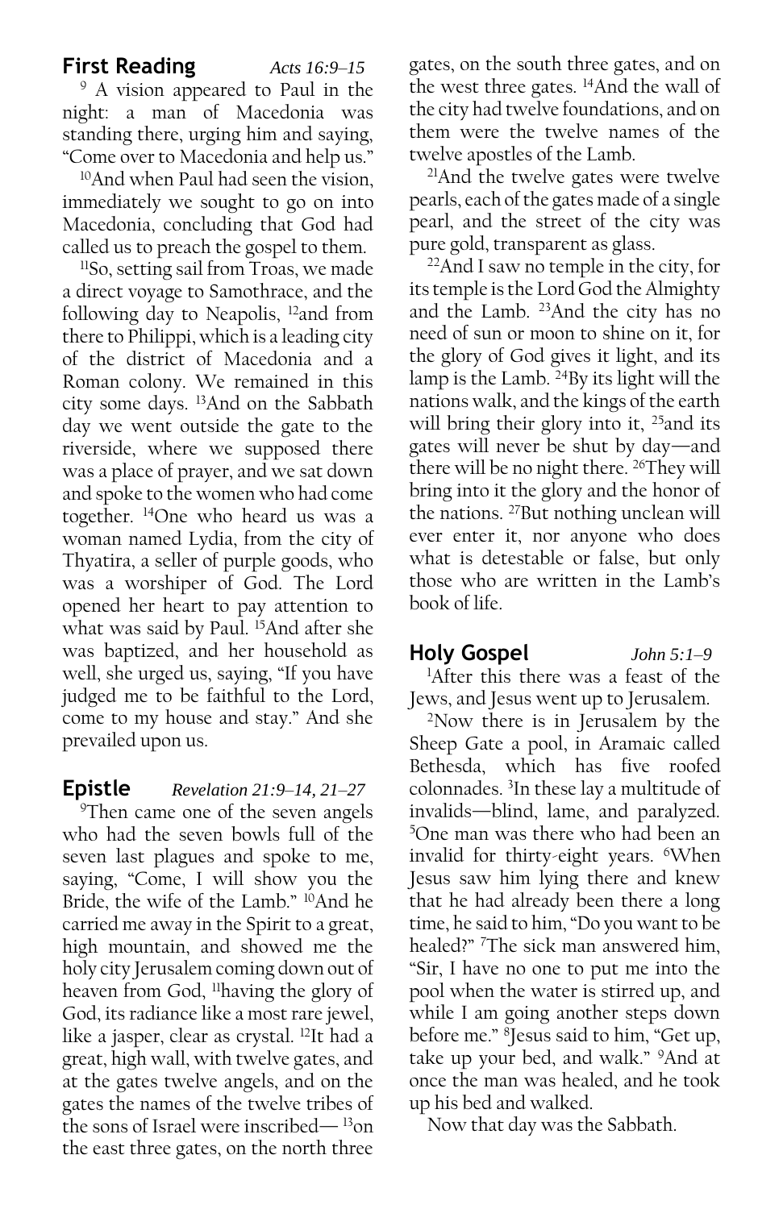## First Reading *Acts 16:9–15*

[9] A vision appeared to Paul in the night: a man of Macedonia was standing there, urging him and saying, “Come over to Macedonia and help us.”

[10]And when Paul had seen the vision, immediately we sought to go on into Macedonia, concluding that God had called us to preach the gospel to them.

[11]So, setting sail from Troas, we made a direct voyage to Samothrace, and the following day to Neapolis, [12]and from there to Philippi, which is a leading city of the district of Macedonia and a Roman colony. We remained in this city some days. [13]And on the Sabbath day we went outside the gate to the riverside, where we supposed there was a place of prayer, and we sat down and spoke to the women who had come together. [14]One who heard us was a woman named Lydia, from the city of Thyatira, a seller of purple goods, who was a worshiper of God. The Lord opened her heart to pay attention to what was said by Paul. [15]And after she was baptized, and her household as well, she urged us, saying, “If you have judged me to be faithful to the Lord, come to my house and stay.” And she prevailed upon us.

## Epistle *Revelation 21:9–14, 21–27*

[9]Then came one of the seven angels who had the seven bowls full of the seven last plagues and spoke to me, saying, “Come, I will show you the Bride, the wife of the Lamb.” [10]And he carried me away in the Spirit to a great, high mountain, and showed me the holy city Jerusalem coming down out of heaven from God, [11]having the glory of God, its radiance like a most rare jewel, like a jasper, clear as crystal. [12]It had a great, high wall, with twelve gates, and at the gates twelve angels, and on the gates the names of the twelve tribes of the sons of Israel were inscribed— [13]on the east three gates, on the north three gates, on the south three gates, and on the west three gates. [14]And the wall of the city had twelve foundations, and on them were the twelve names of the twelve apostles of the Lamb.

[21]And the twelve gates were twelve pearls, each of the gates made of a single pearl, and the street of the city was pure gold, transparent as glass.

[22]And I saw no temple in the city, for its temple is the Lord God the Almighty and the Lamb. [23]And the city has no need of sun or moon to shine on it, for the glory of God gives it light, and its lamp is the Lamb. [24]By its light will the nations walk, and the kings of the earth will bring their glory into it, [25]and its gates will never be shut by day—and there will be no night there. [26]They will bring into it the glory and the honor of the nations. [27]But nothing unclean will ever enter it, nor anyone who does what is detestable or false, but only those who are written in the Lamb’s book of life.

## Holy Gospel *John 5:1–9*

[1]After this there was a feast of the Jews, and Jesus went up to Jerusalem.

[2]Now there is in Jerusalem by the Sheep Gate a pool, in Aramaic called Bethesda, which has five roofed colonnades. [3]In these lay a multitude of invalids—blind, lame, and paralyzed. [5]One man was there who had been an invalid for thirty-eight years. [6]When Jesus saw him lying there and knew that he had already been there a long time, he said to him, “Do you want to be healed?” [7]The sick man answered him, “Sir, I have no one to put me into the pool when the water is stirred up, and while I am going another steps down before me.” [8]Jesus said to him, “Get up, take up your bed, and walk.” [9]And at once the man was healed, and he took up his bed and walked.

Now that day was the Sabbath.